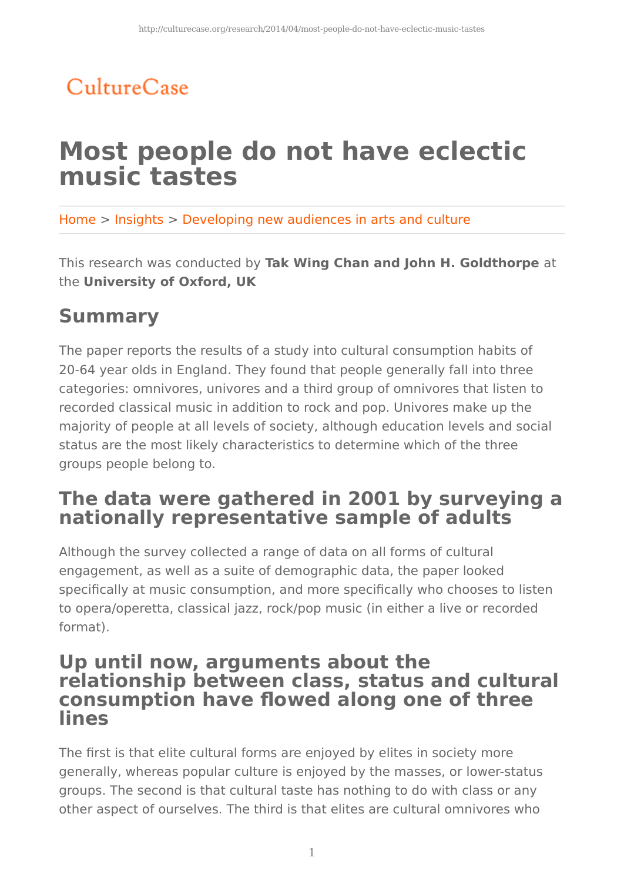CultureCase

# Most people do not have eclectic music tastes

Home > Insights > Developing new audiences in arts and culture

This research was conducted by **Tak Wing Chan and John H. Goldthorpe** at the **University of Oxford, UK**

## Summary

The paper reports the results of a study into cultural consumption habits of 20-64 year olds in England. They found that people generally fall into three categories: omnivores, univores and a third group of omnivores that listen to recorded classical music in addition to rock and pop. Univores make up the majority of people at all levels of society, although education levels and social status are the most likely characteristics to determine which of the three groups people belong to.

## The data were gathered in 2001 by surveying a nationally representative sample of adults

Although the survey collected a range of data on all forms of cultural engagement, as well as a suite of demographic data, the paper looked specifically at music consumption, and more specifically who chooses to listen to opera/operetta, classical jazz, rock/pop music (in either a live or recorded format).

## Up until now, arguments about the relationship between class, status and cultural consumption have flowed along one of three lines

The first is that elite cultural forms are enjoyed by elites in society more generally, whereas popular culture is enjoyed by the masses, or lower-status groups. The second is that cultural taste has nothing to do with class or any other aspect of ourselves. The third is that elites are cultural omnivores who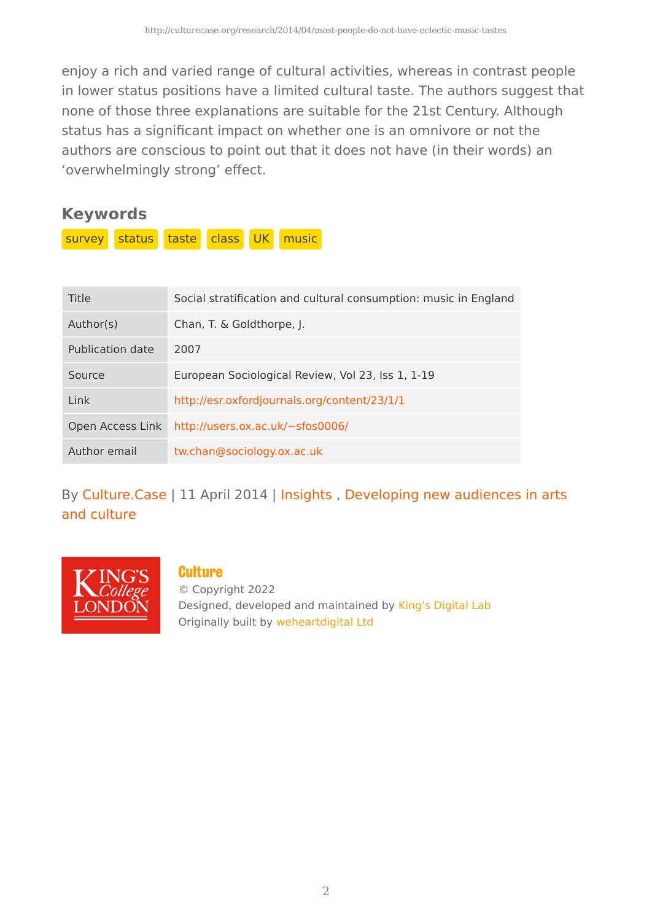enjoy a rich and varied range of cultural activities, whereas in contrast people in lower status positions have a limited cultural taste. The authors suggest that none of those three explanations are suitable for the 21st Century. Although status has a significant impact on whether one is an omnivore or not the authors are conscious to point out that it does not have (in their words) an 'overwhelmingly strong' effect.

## Keywords

survey status taste class UK music

| | |
|---|---|
| Title | Social stratification and cultural consumption: music in England |
| Author(s) | Chan, T. & Goldthorpe, J. |
| Publication date | 2007 |
| Source | European Sociological Review, Vol 23, Iss 1, 1-19 |
| Link | http://esr.oxfordjournals.org/content/23/1/1 |
| Open Access Link | http://users.ox.ac.uk/~sfos0006/ |
| Author email | tw.chan@sociology.ox.ac.uk |

By Culture.Case | 11 April 2014 | Insights , Developing new audiences in arts and culture

KING'S College LONDON

**Culture**

© Copyright 2022
Designed, developed and maintained by King's Digital Lab
Originally built by weheartdigital Ltd